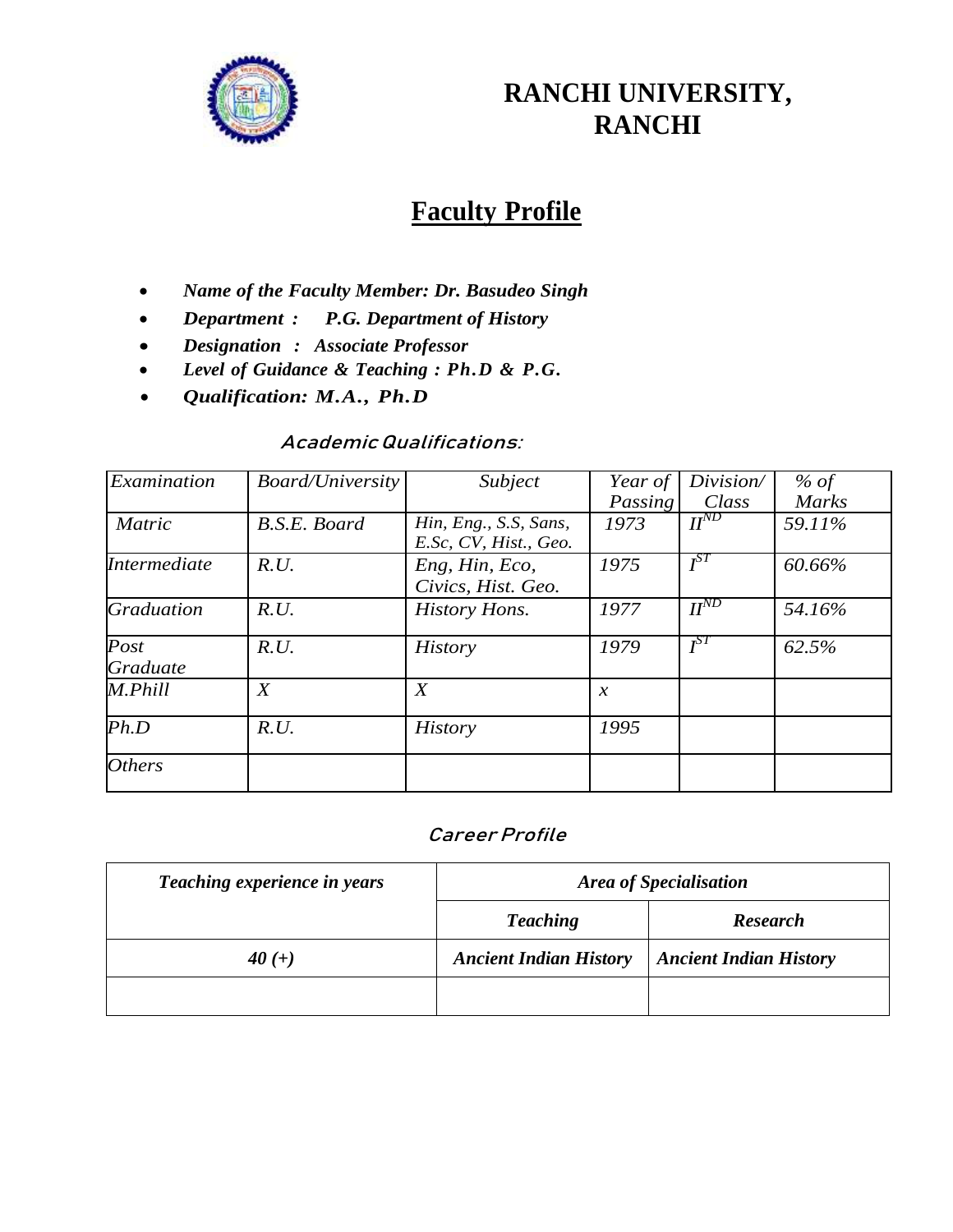# RANCHI UNIVERSITY, RANCHI

## Faculty Profile

- ***Name of the Faculty Member: Dr. Basudeo Singh***
- ***Department : P.G. Department of History***
- ***Designation : Associate Professor***
- ***Level of Guidance & Teaching : Ph.D & P.G.***
- ***Qualification: M.A., Ph.D***

### *Academic Qualifications:*

| *Examination* | *Board/University* | *Subject* | *Year of Passing* | *Division/ Class* | *% of Marks* |
|---|---|---|---|---|---|
| *Matric* | *B.S.E. Board* | *Hin, Eng., S.S, Sans, E.Sc, CV, Hist., Geo.* | *1973* | *II*[ND] | *59.11%* |
| *Intermediate* | *R.U.* | *Eng, Hin, Eco, Civics, Hist. Geo.* | *1975* | *I*[ST] | *60.66%* |
| *Graduation* | *R.U.* | *History Hons.* | *1977* | *II*[ND] | *54.16%* |
| *Post Graduate* | *R.U.* | *History* | *1979* | *I*[ST] | *62.5%* |
| *M.Phill* | *X* | *X* | *x* | | |
| *Ph.D* | *R.U.* | *History* | *1995* | | |
| *Others* | | | | | |

### *Career Profile*

| ***Teaching experience in years*** | ***Area of Specialisation*** | |
|---|---|---|
| | ***Teaching*** | ***Research*** |
| ***40 (+)*** | ***Ancient Indian History*** | ***Ancient Indian History*** |
| | | |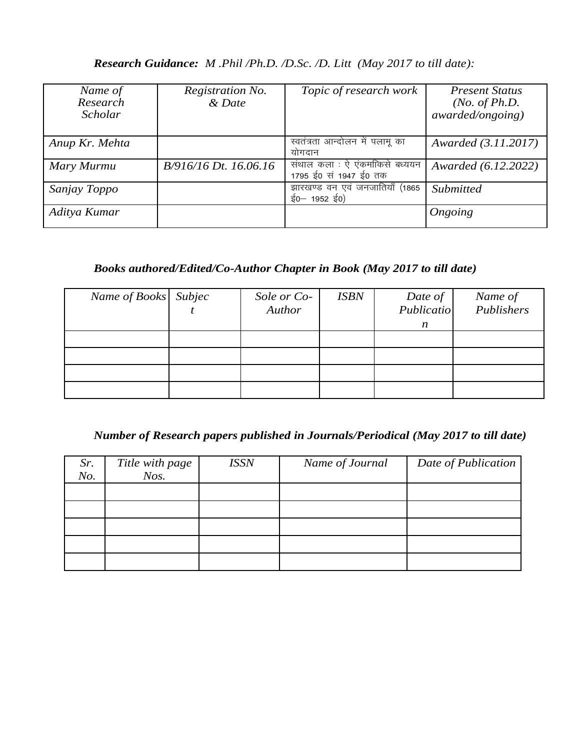***Research Guidance:*** *M .Phil /Ph.D. /D.Sc. /D. Litt (May 2017 to till date):*

| *Name of Research Scholar* | *Registration No. & Date* | *Topic of research work* | *Present Status (No. of Ph.D. awarded/ongoing)* |
|---|---|---|---|
| *Anup Kr. Mehta* | | स्वतंत्रता आन्दोलन में पलामू का योगदान | *Awarded (3.11.2017)* |
| *Mary Murmu* | *B/916/16 Dt. 16.06.16* | संथाल कला : ऐ एंकमाकिसे बध्ययन 1795 ई0 सं 1947 ई0 तक | *Awarded (6.12.2022)* |
| *Sanjay Toppo* | | झारखण्ड वन एवं जनजातियाँ (1865 ई0– 1952 ई0) | *Submitted* |
| *Aditya Kumar* | | | *Ongoing* |

***Books authored/Edited/Co-Author Chapter in Book (May 2017 to till date)***

| *Name of Books* | *Subject* | *Sole or Co-Author* | *ISBN* | *Date of Publication* | *Name of Publishers* |
|---|---|---|---|---|---|
| | | | | | |
| | | | | | |
| | | | | | |
| | | | | | |

***Number of Research papers published in Journals/Periodical (May 2017 to till date)***

| *Sr. No.* | *Title with page Nos.* | *ISSN* | *Name of Journal* | *Date of Publication* |
|---|---|---|---|---|
| | | | | |
| | | | | |
| | | | | |
| | | | | |
| | | | | |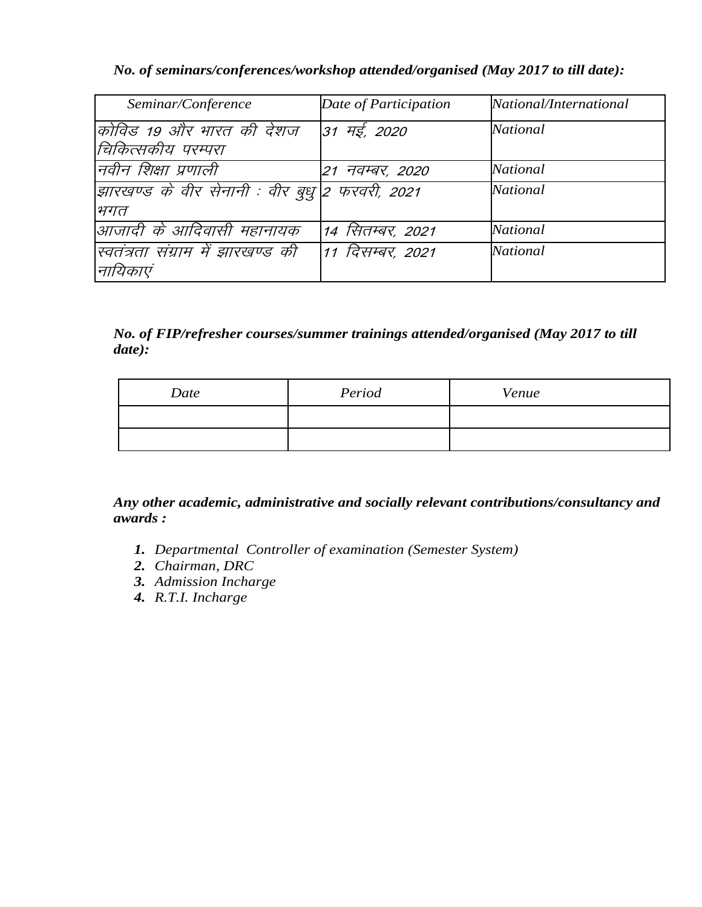***No. of seminars/conferences/workshop attended/organised (May 2017 to till date):***

| *Seminar/Conference* | *Date of Participation* | *National/International* |
|---|---|---|
| *कोविड 19 और भारत की देशज चिकित्सकीय परम्परा* | *31 मई, 2020* | *National* |
| *नवीन शिक्षा प्रणाली* | *21 नवम्बर, 2020* | *National* |
| *झारखण्ड के वीर सेनानी : वीर बुधु भगत* | *2 फरवरी, 2021* | *National* |
| *आजादी के आदिवासी महानायक* | *14 सितम्बर, 2021* | *National* |
| *स्वतंत्रता संग्राम में झारखण्ड की नायिकाएं* | *11 दिसम्बर, 2021* | *National* |

***No. of FIP/refresher courses/summer trainings attended/organised (May 2017 to till date):***

| *Date* | *Period* | *Venue* |
|---|---|---|
| | | |
| | | |

***Any other academic, administrative and socially relevant contributions/consultancy and awards :***

1. *Departmental Controller of examination (Semester System)*
2. *Chairman, DRC*
3. *Admission Incharge*
4. *R.T.I. Incharge*